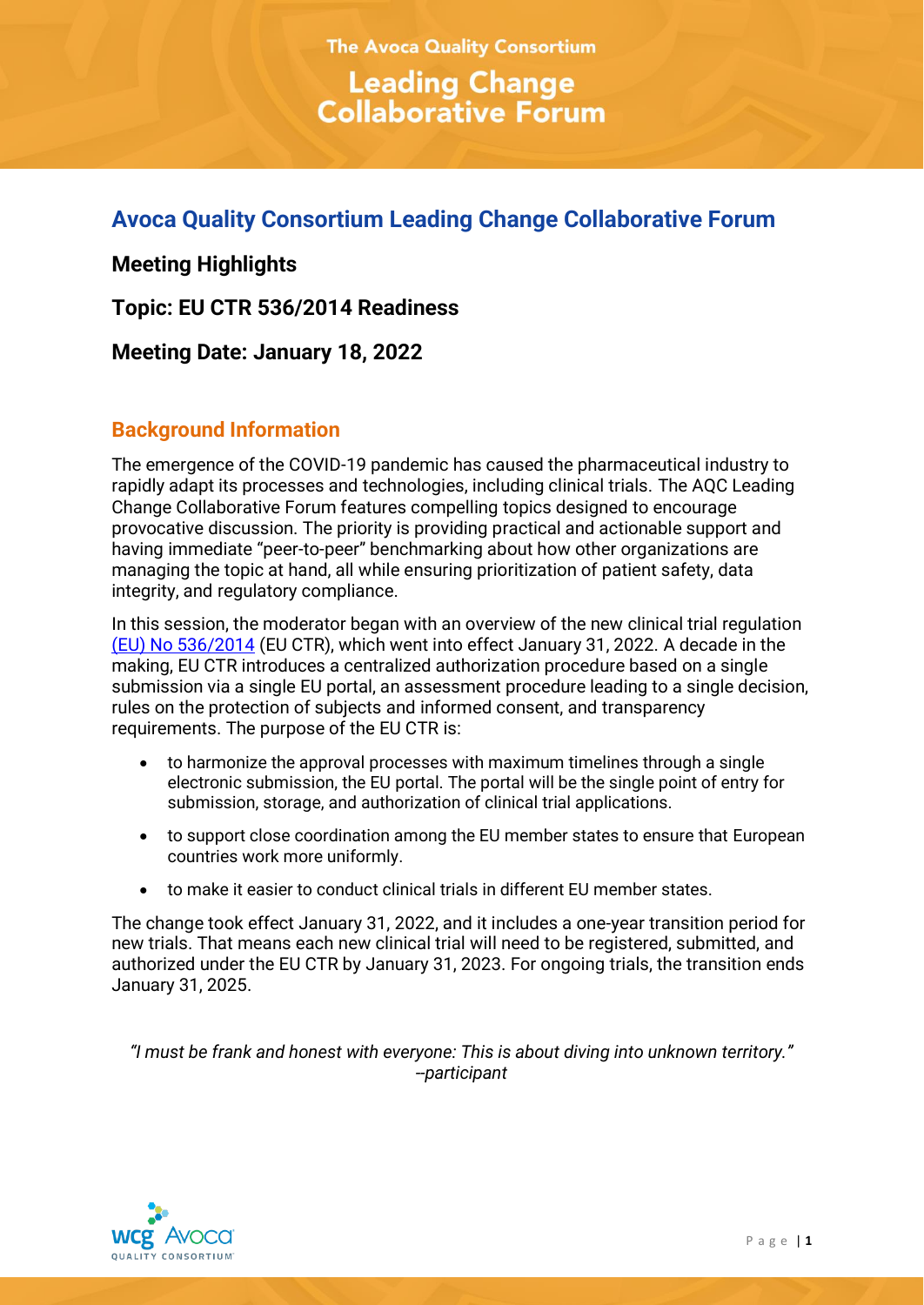# Avoca Quality Consortium Leading Change Collaborative Forum

## Meeting Highlights

## Topic: EU CTR 536/2014 Readiness

## Meeting Date: January 18, 2022

### Background Information

The emergence of the COVID-19 pandemic has caused the pharmaceutical industry to rapidly adapt its processes and technologies, including clinical trials. The AQC Leading Change Collaborative Forum features compelling topics designed to encourage provocative discussion. The priority is providing practical and actionable support and having immediate "peer-to-peer" benchmarking about how other organizations are managing the topic at hand, all while ensuring prioritization of patient safety, data integrity, and regulatory compliance.

In this session, the moderator began with an overview of the new clinical trial regulation (EU) No 536/2014 (EU CTR), which went into effect January 31, 2022. A decade in the making, EU CTR introduces a centralized authorization procedure based on a single submission via a single EU portal, an assessment procedure leading to a single decision, rules on the protection of subjects and informed consent, and transparency requirements. The purpose of the EU CTR is:

- to harmonize the approval processes with maximum timelines through a single electronic submission, the EU portal. The portal will be the single point of entry for submission, storage, and authorization of clinical trial applications.
- to support close coordination among the EU member states to ensure that European countries work more uniformly.
- to make it easier to conduct clinical trials in different EU member states.

The change took effect January 31, 2022, and it includes a one-year transition period for new trials. That means each new clinical trial will need to be registered, submitted, and authorized under the EU CTR by January 31, 2023. For ongoing trials, the transition ends January 31, 2025.

*"I must be frank and honest with everyone: This is about diving into unknown territory." --participant*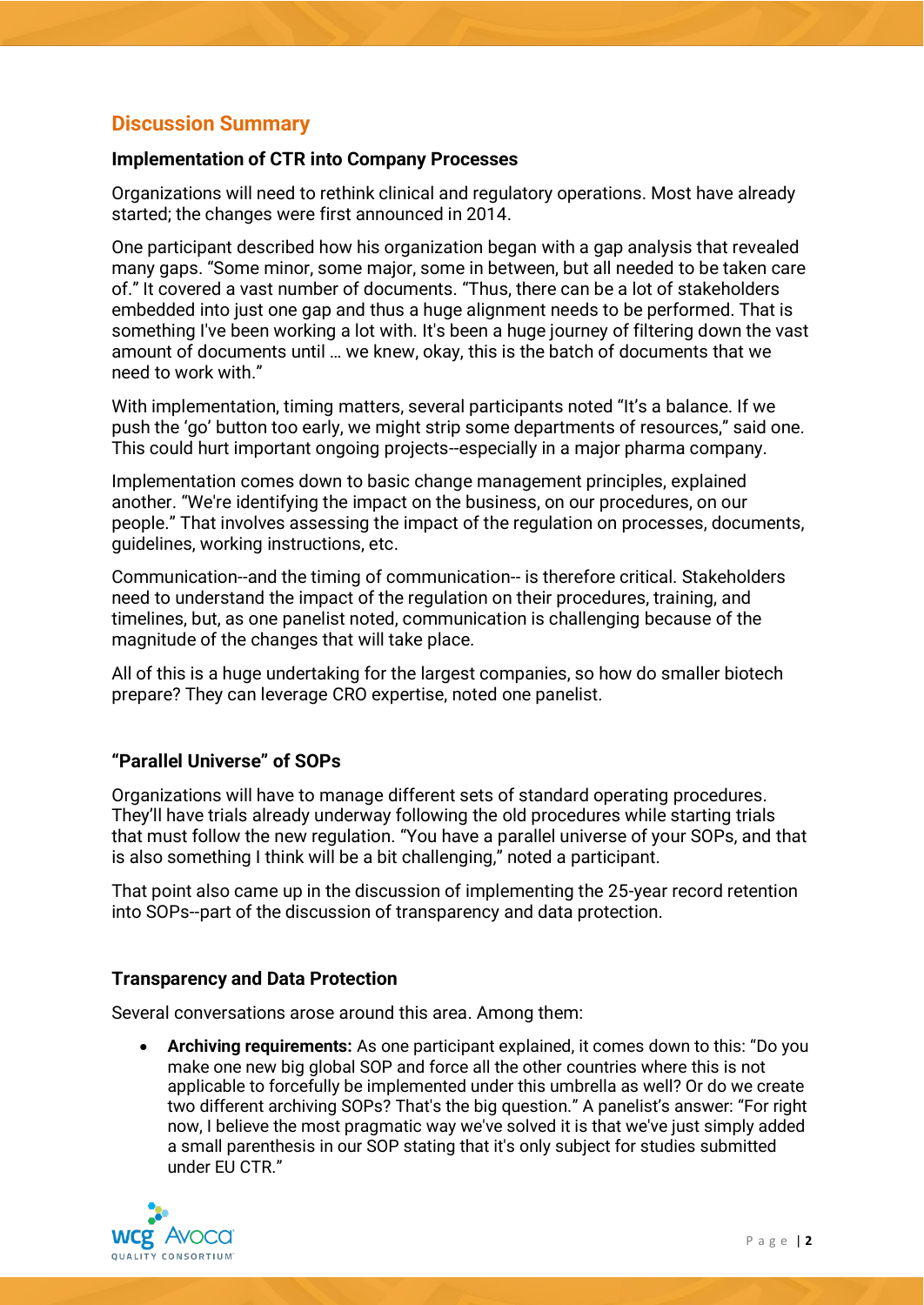## Discussion Summary

### Implementation of CTR into Company Processes

Organizations will need to rethink clinical and regulatory operations. Most have already started; the changes were first announced in 2014.

One participant described how his organization began with a gap analysis that revealed many gaps. "Some minor, some major, some in between, but all needed to be taken care of." It covered a vast number of documents. "Thus, there can be a lot of stakeholders embedded into just one gap and thus a huge alignment needs to be performed. That is something I've been working a lot with. It's been a huge journey of filtering down the vast amount of documents until … we knew, okay, this is the batch of documents that we need to work with."

With implementation, timing matters, several participants noted "It's a balance. If we push the 'go' button too early, we might strip some departments of resources," said one. This could hurt important ongoing projects--especially in a major pharma company.

Implementation comes down to basic change management principles, explained another. "We're identifying the impact on the business, on our procedures, on our people." That involves assessing the impact of the regulation on processes, documents, guidelines, working instructions, etc.

Communication--and the timing of communication-- is therefore critical. Stakeholders need to understand the impact of the regulation on their procedures, training, and timelines, but, as one panelist noted, communication is challenging because of the magnitude of the changes that will take place.

All of this is a huge undertaking for the largest companies, so how do smaller biotech prepare? They can leverage CRO expertise, noted one panelist.

### "Parallel Universe" of SOPs

Organizations will have to manage different sets of standard operating procedures. They'll have trials already underway following the old procedures while starting trials that must follow the new regulation. "You have a parallel universe of your SOPs, and that is also something I think will be a bit challenging," noted a participant.

That point also came up in the discussion of implementing the 25-year record retention into SOPs--part of the discussion of transparency and data protection.

### Transparency and Data Protection

Several conversations arose around this area. Among them:

- **Archiving requirements:** As one participant explained, it comes down to this: "Do you make one new big global SOP and force all the other countries where this is not applicable to forcefully be implemented under this umbrella as well? Or do we create two different archiving SOPs? That's the big question." A panelist's answer: "For right now, I believe the most pragmatic way we've solved it is that we've just simply added a small parenthesis in our SOP stating that it's only subject for studies submitted under EU CTR."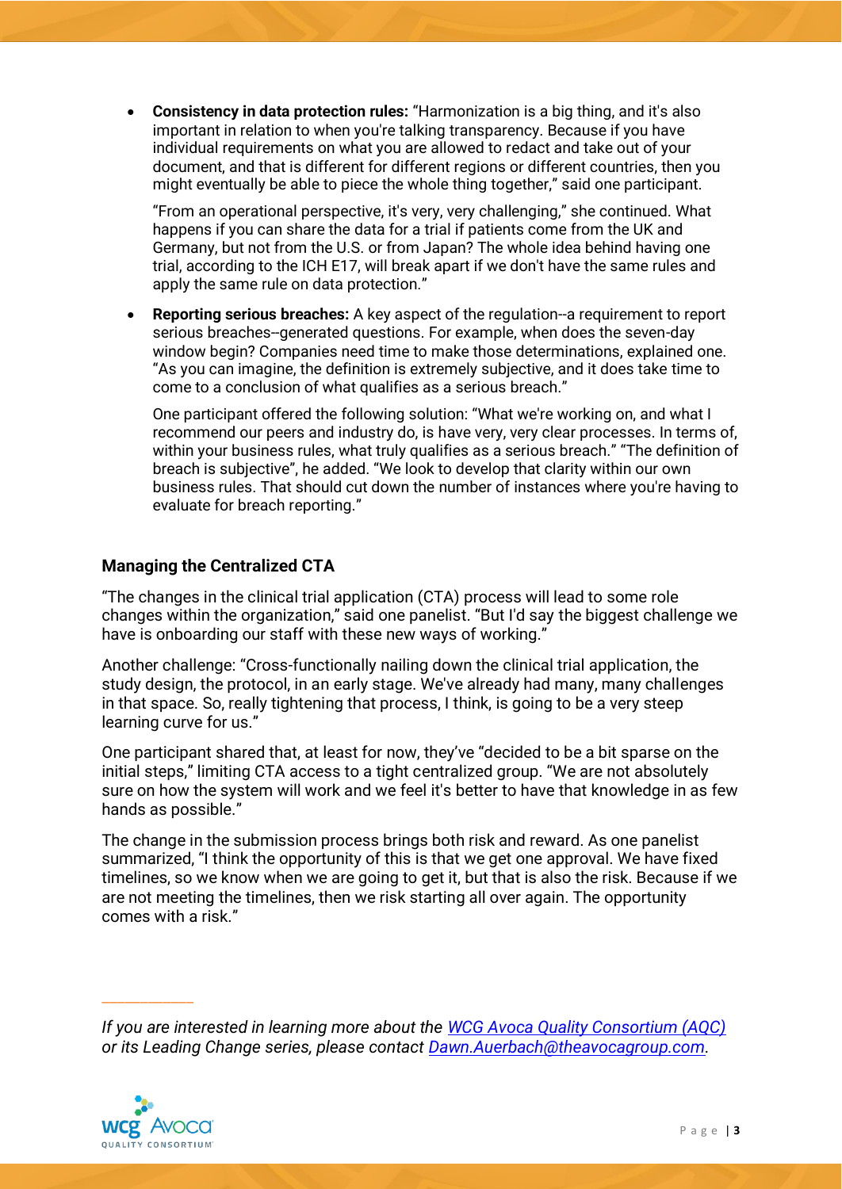- **Consistency in data protection rules:** "Harmonization is a big thing, and it's also important in relation to when you're talking transparency. Because if you have individual requirements on what you are allowed to redact and take out of your document, and that is different for different regions or different countries, then you might eventually be able to piece the whole thing together," said one participant.

  "From an operational perspective, it's very, very challenging," she continued. What happens if you can share the data for a trial if patients come from the UK and Germany, but not from the U.S. or from Japan? The whole idea behind having one trial, according to the ICH E17, will break apart if we don't have the same rules and apply the same rule on data protection."

- **Reporting serious breaches:** A key aspect of the regulation--a requirement to report serious breaches--generated questions. For example, when does the seven-day window begin? Companies need time to make those determinations, explained one. "As you can imagine, the definition is extremely subjective, and it does take time to come to a conclusion of what qualifies as a serious breach."

  One participant offered the following solution: "What we're working on, and what I recommend our peers and industry do, is have very, very clear processes. In terms of, within your business rules, what truly qualifies as a serious breach." "The definition of breach is subjective", he added. "We look to develop that clarity within our own business rules. That should cut down the number of instances where you're having to evaluate for breach reporting."

## Managing the Centralized CTA

"The changes in the clinical trial application (CTA) process will lead to some role changes within the organization," said one panelist. "But I'd say the biggest challenge we have is onboarding our staff with these new ways of working."

Another challenge: "Cross-functionally nailing down the clinical trial application, the study design, the protocol, in an early stage. We've already had many, many challenges in that space. So, really tightening that process, I think, is going to be a very steep learning curve for us."

One participant shared that, at least for now, they've "decided to be a bit sparse on the initial steps," limiting CTA access to a tight centralized group. "We are not absolutely sure on how the system will work and we feel it's better to have that knowledge in as few hands as possible."

The change in the submission process brings both risk and reward. As one panelist summarized, "I think the opportunity of this is that we get one approval. We have fixed timelines, so we know when we are going to get it, but that is also the risk. Because if we are not meeting the timelines, then we risk starting all over again. The opportunity comes with a risk."

---

*If you are interested in learning more about the WCG Avoca Quality Consortium (AQC) or its Leading Change series, please contact Dawn.Auerbach@theavocagroup.com.*